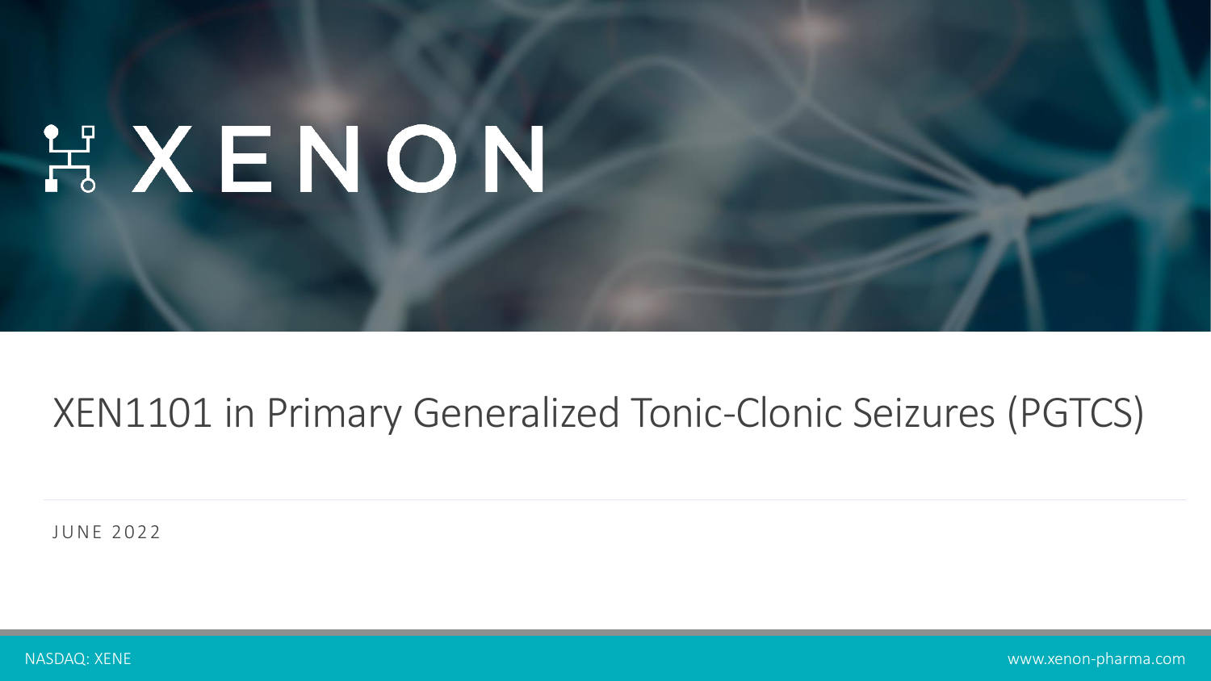# XENON

## XEN1101 in Primary Generalized Tonic-Clonic Seizures (PGTCS)

JUNE 2022

NASDAQ: XENE

www.xenon-pharma.com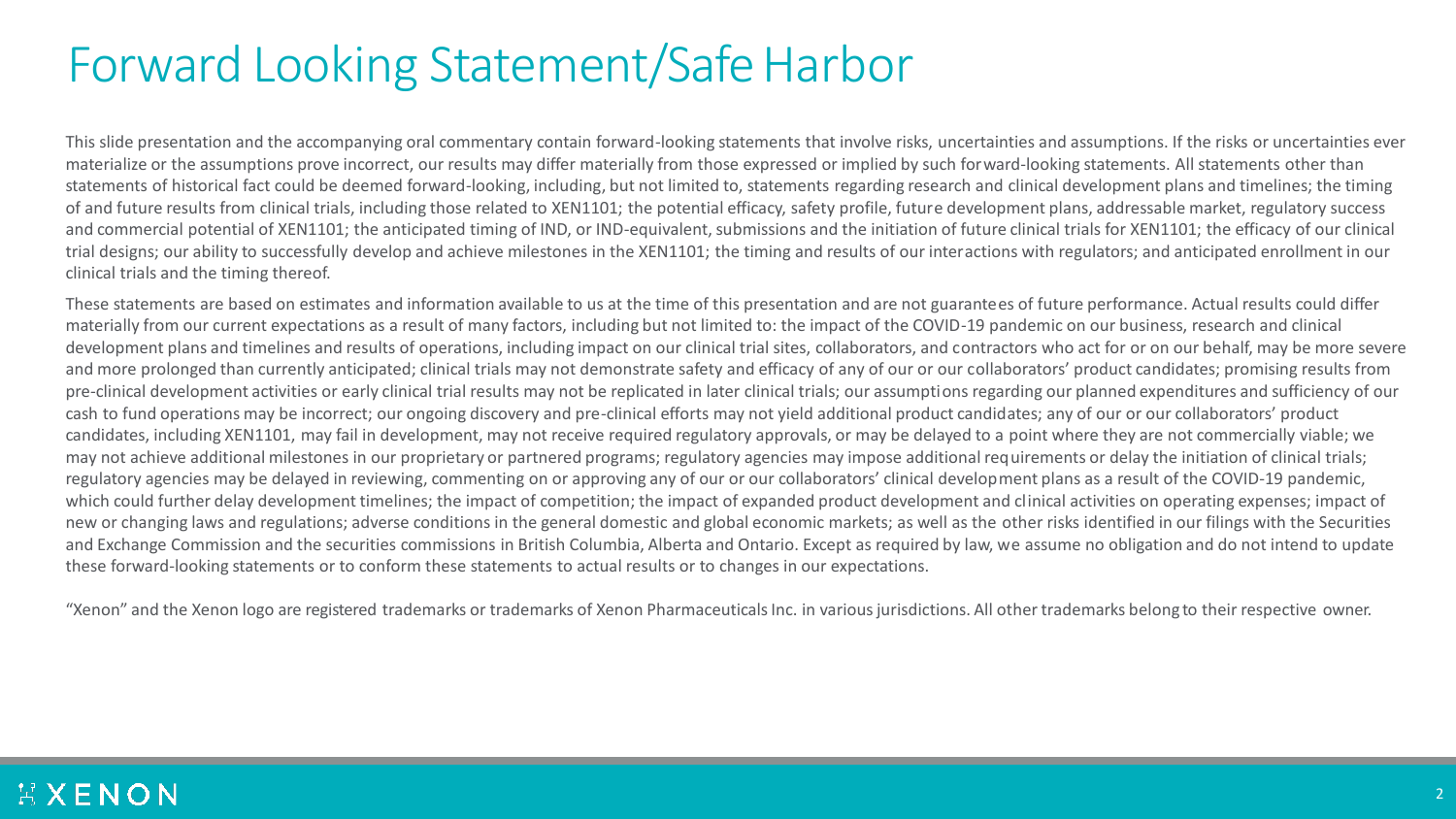# Forward Looking Statement/Safe Harbor

This slide presentation and the accompanying oral commentary contain forward-looking statements that involve risks, uncertainties and assumptions. If the risks or uncertainties ever materialize or the assumptions prove incorrect, our results may differ materially from those expressed or implied by such forward-looking statements. All statements other than statements of historical fact could be deemed forward-looking, including, but not limited to, statements regarding research and clinical development plans and timelines; the timing of and future results from clinical trials, including those related to XEN1101; the potential efficacy, safety profile, future development plans, addressable market, regulatory success and commercial potential of XEN1101; the anticipated timing of IND, or IND-equivalent, submissions and the initiation of future clinical trials for XEN1101; the efficacy of our clinical trial designs; our ability to successfully develop and achieve milestones in the XEN1101; the timing and results of our interactions with regulators; and anticipated enrollment in our clinical trials and the timing thereof.

These statements are based on estimates and information available to us at the time of this presentation and are not guarantees of future performance. Actual results could differ materially from our current expectations as a result of many factors, including but not limited to: the impact of the COVID-19 pandemic on our business, research and clinical development plans and timelines and results of operations, including impact on our clinical trial sites, collaborators, and contractors who act for or on our behalf, may be more severe and more prolonged than currently anticipated; clinical trials may not demonstrate safety and efficacy of any of our or our collaborators' product candidates; promising results from pre-clinical development activities or early clinical trial results may not be replicated in later clinical trials; our assumptions regarding our planned expenditures and sufficiency of our cash to fund operations may be incorrect; our ongoing discovery and pre-clinical efforts may not yield additional product candidates; any of our or our collaborators' product candidates, including XEN1101, may fail in development, may not receive required regulatory approvals, or may be delayed to a point where they are not commercially viable; we may not achieve additional milestones in our proprietary or partnered programs; regulatory agencies may impose additional requirements or delay the initiation of clinical trials; regulatory agencies may be delayed in reviewing, commenting on or approving any of our or our collaborators' clinical development plans as a result of the COVID-19 pandemic, which could further delay development timelines; the impact of competition; the impact of expanded product development and clinical activities on operating expenses; impact of new or changing laws and regulations; adverse conditions in the general domestic and global economic markets; as well as the other risks identified in our filings with the Securities and Exchange Commission and the securities commissions in British Columbia, Alberta and Ontario. Except as required by law, we assume no obligation and do not intend to update these forward-looking statements or to conform these statements to actual results or to changes in our expectations.

"Xenon" and the Xenon logo are registered trademarks or trademarks of Xenon Pharmaceuticals Inc. in various jurisdictions. All other trademarks belong to their respective owner.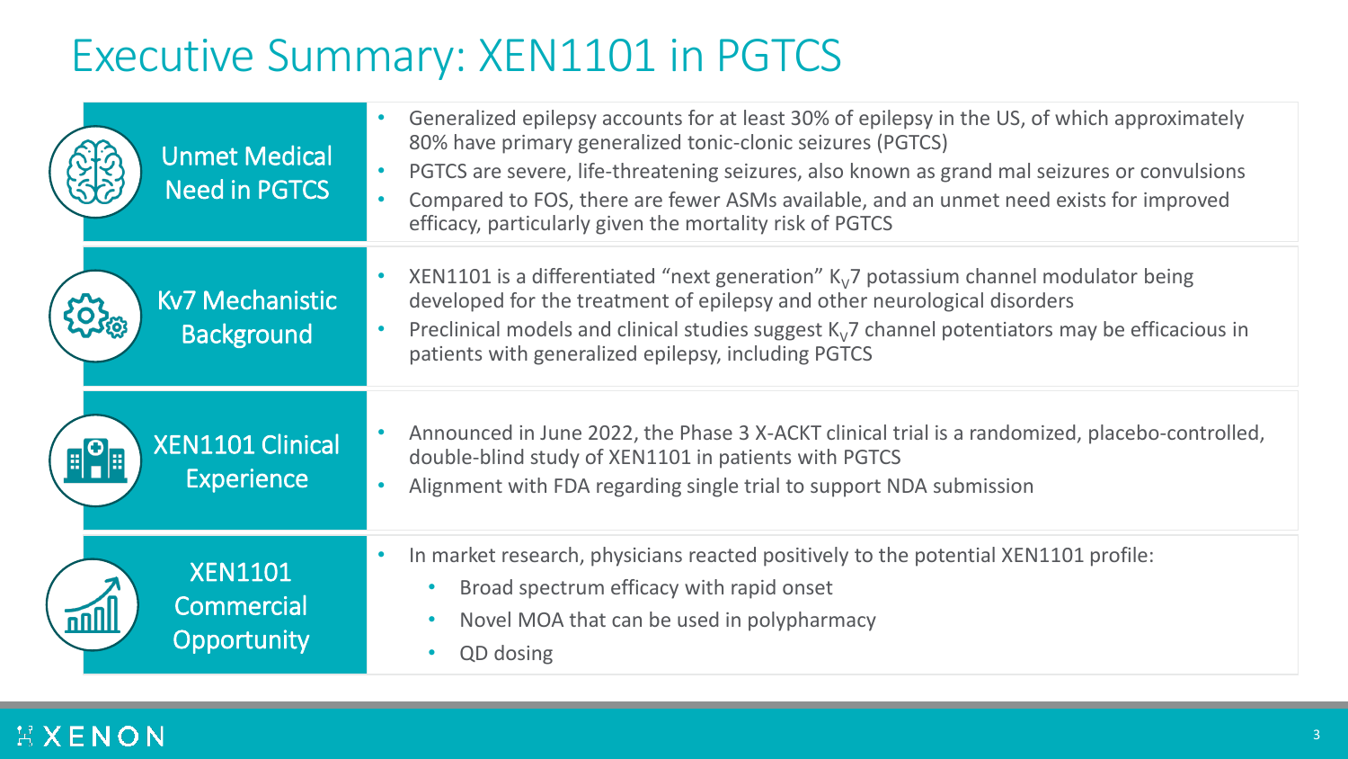# Executive Summary: XEN1101 in PGTCS

## Unmet Medical Need in PGTCS

- Generalized epilepsy accounts for at least 30% of epilepsy in the US, of which approximately 80% have primary generalized tonic-clonic seizures (PGTCS)
- PGTCS are severe, life-threatening seizures, also known as grand mal seizures or convulsions
- Compared to FOS, there are fewer ASMs available, and an unmet need exists for improved efficacy, particularly given the mortality risk of PGTCS

## Kv7 Mechanistic Background

- XEN1101 is a differentiated "next generation" $K_V7$ potassium channel modulator being developed for the treatment of epilepsy and other neurological disorders
- Preclinical models and clinical studies suggest $K_V7$ channel potentiators may be efficacious in patients with generalized epilepsy, including PGTCS

## XEN1101 Clinical Experience

- Announced in June 2022, the Phase 3 X-ACKT clinical trial is a randomized, placebo-controlled, double-blind study of XEN1101 in patients with PGTCS
- Alignment with FDA regarding single trial to support NDA submission

## XEN1101 Commercial Opportunity

- In market research, physicians reacted positively to the potential XEN1101 profile:
  - Broad spectrum efficacy with rapid onset
  - Novel MOA that can be used in polypharmacy
  - QD dosing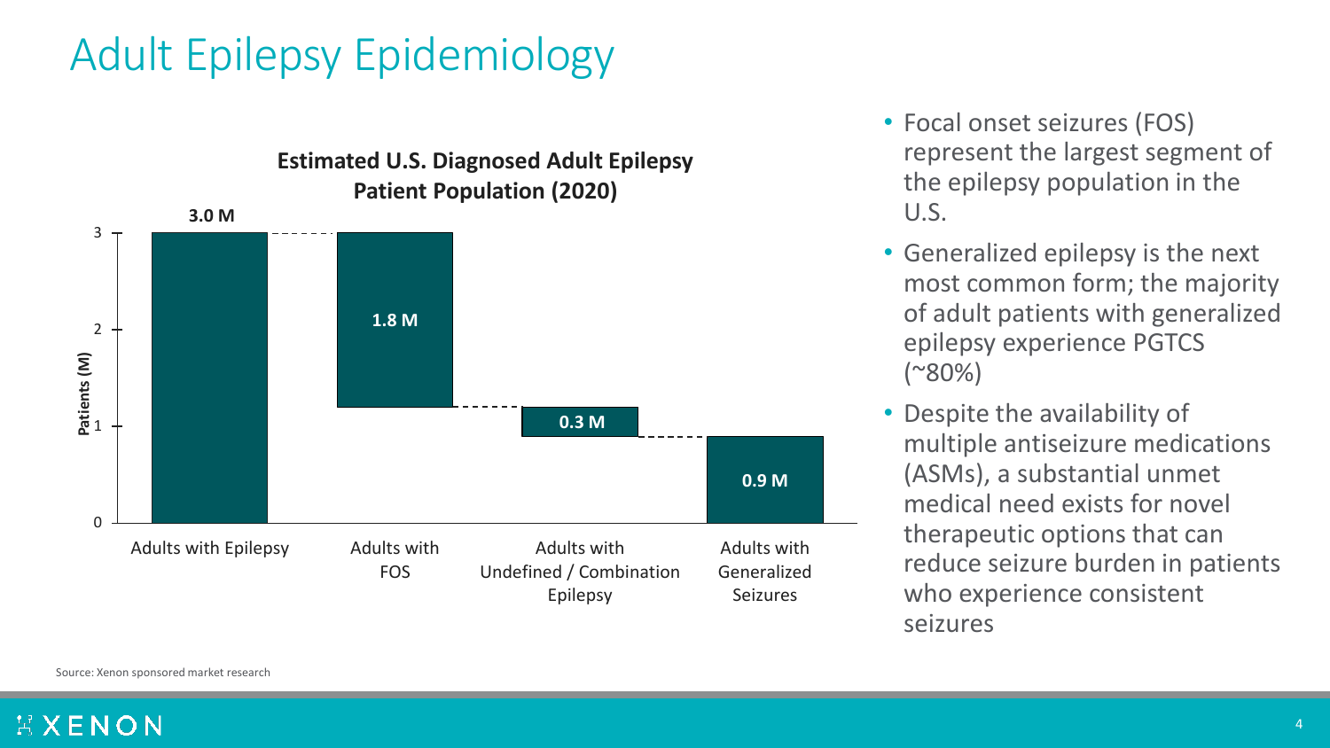# Adult Epilepsy Epidemiology

**Estimated U.S. Diagnosed Adult Epilepsy Patient Population (2020)**

| Category | Patients (M) |
| --- | --- |
| Adults with Epilepsy | 3.0 M |
| Adults with FOS | 1.8 M |
| Adults with Undefined / Combination Epilepsy | 0.3 M |
| Adults with Generalized Seizures | 0.9 M |

- Focal onset seizures (FOS) represent the largest segment of the epilepsy population in the U.S.
- Generalized epilepsy is the next most common form; the majority of adult patients with generalized epilepsy experience PGTCS (~80%)
- Despite the availability of multiple antiseizure medications (ASMs), a substantial unmet medical need exists for novel therapeutic options that can reduce seizure burden in patients who experience consistent seizures

Source: Xenon sponsored market research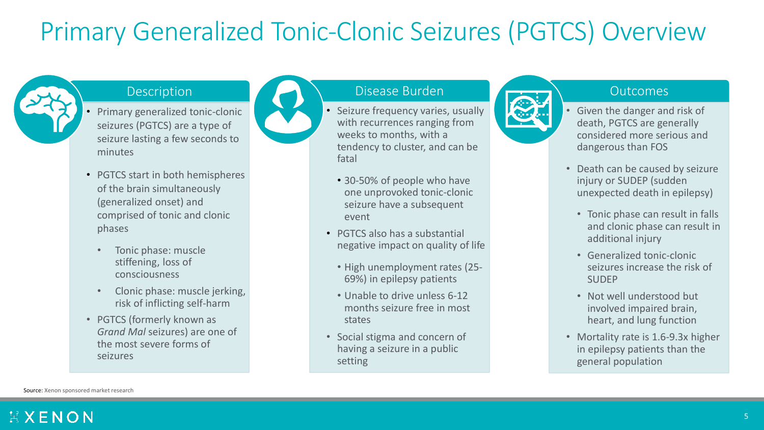# Primary Generalized Tonic-Clonic Seizures (PGTCS) Overview

## Description

- Primary generalized tonic-clonic seizures (PGTCS) are a type of seizure lasting a few seconds to minutes
- PGTCS start in both hemispheres of the brain simultaneously (generalized onset) and comprised of tonic and clonic phases
  - Tonic phase: muscle stiffening, loss of consciousness
  - Clonic phase: muscle jerking, risk of inflicting self-harm
- PGTCS (formerly known as *Grand Mal* seizures) are one of the most severe forms of seizures

## Disease Burden

- Seizure frequency varies, usually with recurrences ranging from weeks to months, with a tendency to cluster, and can be fatal
  - 30-50% of people who have one unprovoked tonic-clonic seizure have a subsequent event
- PGTCS also has a substantial negative impact on quality of life
  - High unemployment rates (25-69%) in epilepsy patients
  - Unable to drive unless 6-12 months seizure free in most states
- Social stigma and concern of having a seizure in a public setting

## Outcomes

- Given the danger and risk of death, PGTCS are generally considered more serious and dangerous than FOS
- Death can be caused by seizure injury or SUDEP (sudden unexpected death in epilepsy)
  - Tonic phase can result in falls and clonic phase can result in additional injury
  - Generalized tonic-clonic seizures increase the risk of SUDEP
  - Not well understood but involved impaired brain, heart, and lung function
- Mortality rate is 1.6-9.3x higher in epilepsy patients than the general population

**Source:** Xenon sponsored market research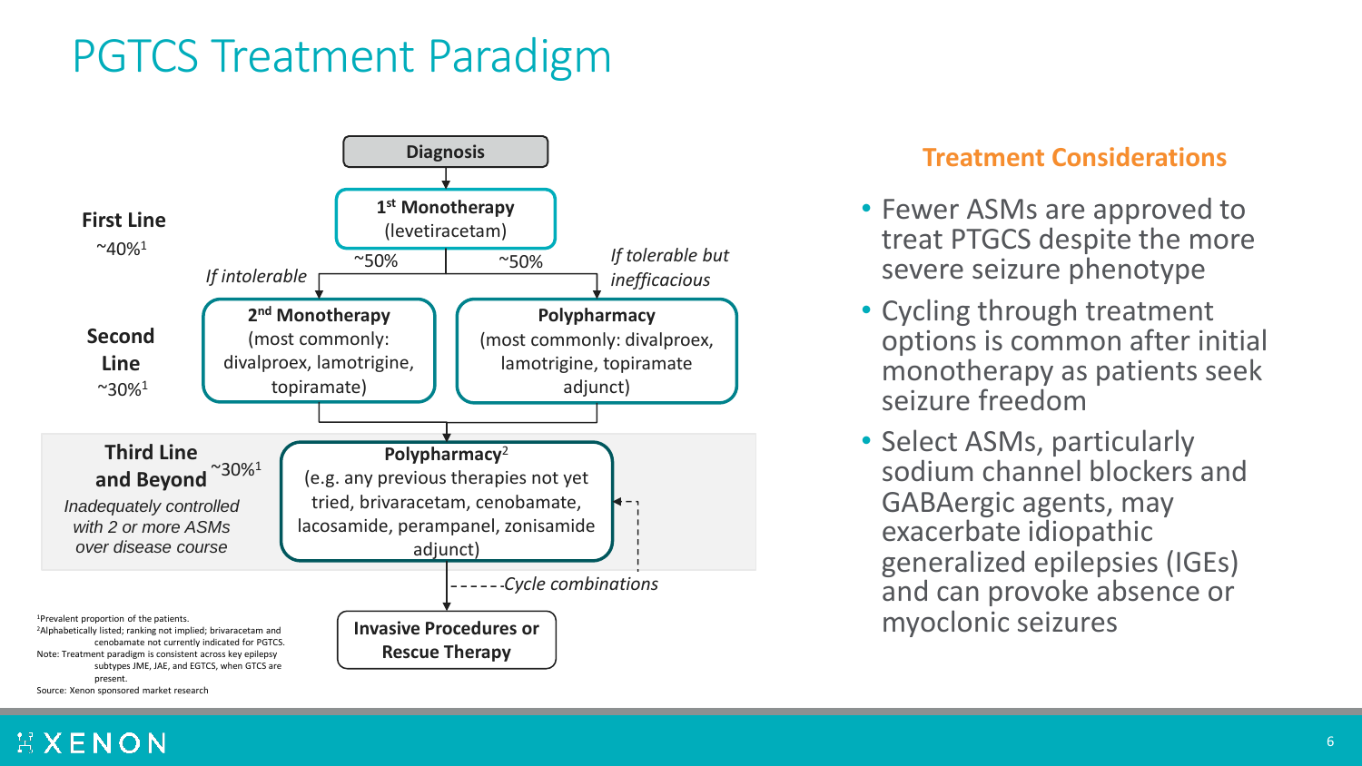# PGTCS Treatment Paradigm

**Diagnosis**

↓

**First Line** ~40%[1]

**1st Monotherapy** (levetiracetam)

- *If intolerable* (~50%) → **2nd Monotherapy** (most commonly: divalproex, lamotrigine, topiramate)
- *If tolerable but inefficacious* (~50%) → **Polypharmacy** (most commonly: divalproex, lamotrigine, topiramate adjunct)

**Second Line** ~30%[1]

↓

**Third Line and Beyond** ~30%[1]

*Inadequately controlled with 2 or more ASMs over disease course*

**Polypharmacy**[2] (e.g. any previous therapies not yet tried, brivaracetam, cenobamate, lacosamide, perampanel, zonisamide adjunct)

*Cycle combinations*

↓

**Invasive Procedures or Rescue Therapy**

[1]Prevalent proportion of the patients.
[2]Alphabetically listed; ranking not implied; brivaracetam and cenobamate not currently indicated for PGTCS.
Note: Treatment paradigm is consistent across key epilepsy subtypes JME, JAE, and EGTCS, when GTCS are present.
Source: Xenon sponsored market research

## Treatment Considerations

- Fewer ASMs are approved to treat PTGCS despite the more severe seizure phenotype
- Cycling through treatment options is common after initial monotherapy as patients seek seizure freedom
- Select ASMs, particularly sodium channel blockers and GABAergic agents, may exacerbate idiopathic generalized epilepsies (IGEs) and can provoke absence or myoclonic seizures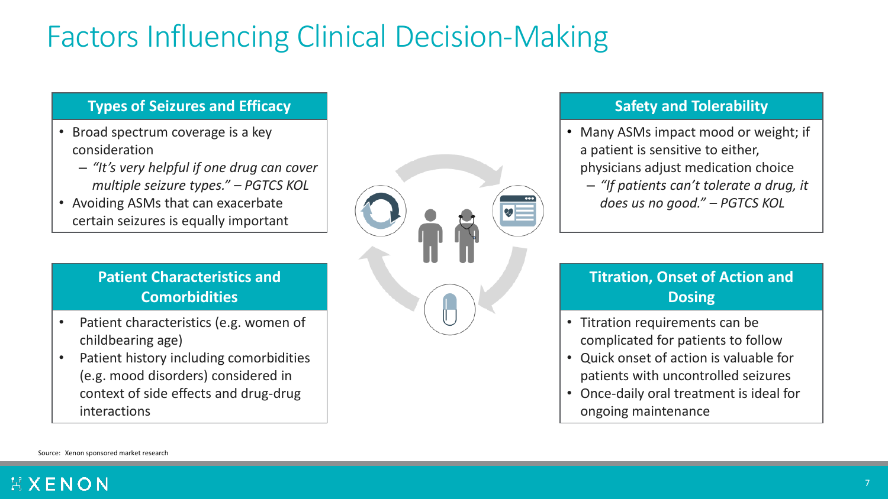# Factors Influencing Clinical Decision-Making

## Types of Seizures and Efficacy

- Broad spectrum coverage is a key consideration
  - *"It's very helpful if one drug can cover multiple seizure types." – PGTCS KOL*
- Avoiding ASMs that can exacerbate certain seizures is equally important

## Patient Characteristics and Comorbidities

- Patient characteristics (e.g. women of childbearing age)
- Patient history including comorbidities (e.g. mood disorders) considered in context of side effects and drug-drug interactions

## Safety and Tolerability

- Many ASMs impact mood or weight; if a patient is sensitive to either, physicians adjust medication choice
  - *"If patients can't tolerate a drug, it does us no good." – PGTCS KOL*

## Titration, Onset of Action and Dosing

- Titration requirements can be complicated for patients to follow
- Quick onset of action is valuable for patients with uncontrolled seizures
- Once-daily oral treatment is ideal for ongoing maintenance

Source: Xenon sponsored market research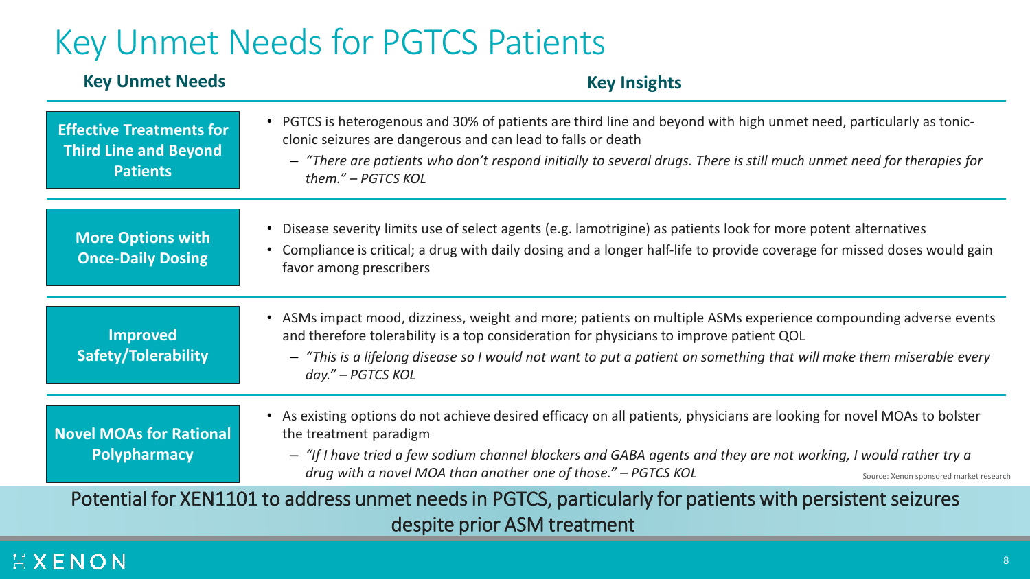# Key Unmet Needs for PGTCS Patients

| Key Unmet Needs | Key Insights |
|---|---|
| **Effective Treatments for Third Line and Beyond Patients** | • PGTCS is heterogenous and 30% of patients are third line and beyond with high unmet need, particularly as tonic-clonic seizures are dangerous and can lead to falls or death<br>– *"There are patients who don't respond initially to several drugs. There is still much unmet need for therapies for them." – PGTCS KOL* |
| **More Options with Once-Daily Dosing** | • Disease severity limits use of select agents (e.g. lamotrigine) as patients look for more potent alternatives<br>• Compliance is critical; a drug with daily dosing and a longer half-life to provide coverage for missed doses would gain favor among prescribers |
| **Improved Safety/Tolerability** | • ASMs impact mood, dizziness, weight and more; patients on multiple ASMs experience compounding adverse events and therefore tolerability is a top consideration for physicians to improve patient QOL<br>– *"This is a lifelong disease so I would not want to put a patient on something that will make them miserable every day." – PGTCS KOL* |
| **Novel MOAs for Rational Polypharmacy** | • As existing options do not achieve desired efficacy on all patients, physicians are looking for novel MOAs to bolster the treatment paradigm<br>– *"If I have tried a few sodium channel blockers and GABA agents and they are not working, I would rather try a drug with a novel MOA than another one of those." – PGTCS KOL* |

Source: Xenon sponsored market research

Potential for XEN1101 to address unmet needs in PGTCS, particularly for patients with persistent seizures despite prior ASM treatment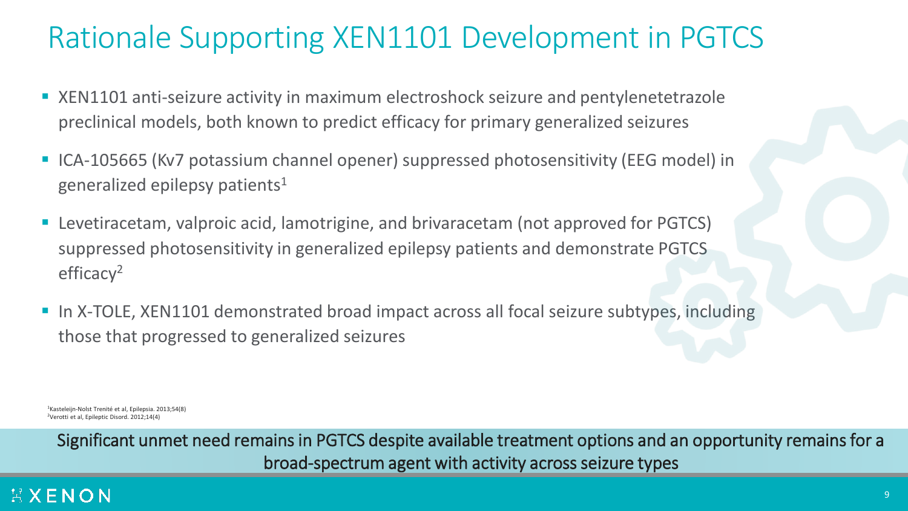# Rationale Supporting XEN1101 Development in PGTCS

- XEN1101 anti-seizure activity in maximum electroshock seizure and pentylenetetrazole preclinical models, both known to predict efficacy for primary generalized seizures
- ICA-105665 (Kv7 potassium channel opener) suppressed photosensitivity (EEG model) in generalized epilepsy patients[1]
- Levetiracetam, valproic acid, lamotrigine, and brivaracetam (not approved for PGTCS) suppressed photosensitivity in generalized epilepsy patients and demonstrate PGTCS efficacy[2]
- In X-TOLE, XEN1101 demonstrated broad impact across all focal seizure subtypes, including those that progressed to generalized seizures

[1]Kasteleijn-Nolst Trenité et al, Epilepsia. 2013;54(8)
[2]Verotti et al, Epileptic Disord. 2012;14(4)

Significant unmet need remains in PGTCS despite available treatment options and an opportunity remains for a broad-spectrum agent with activity across seizure types

XENON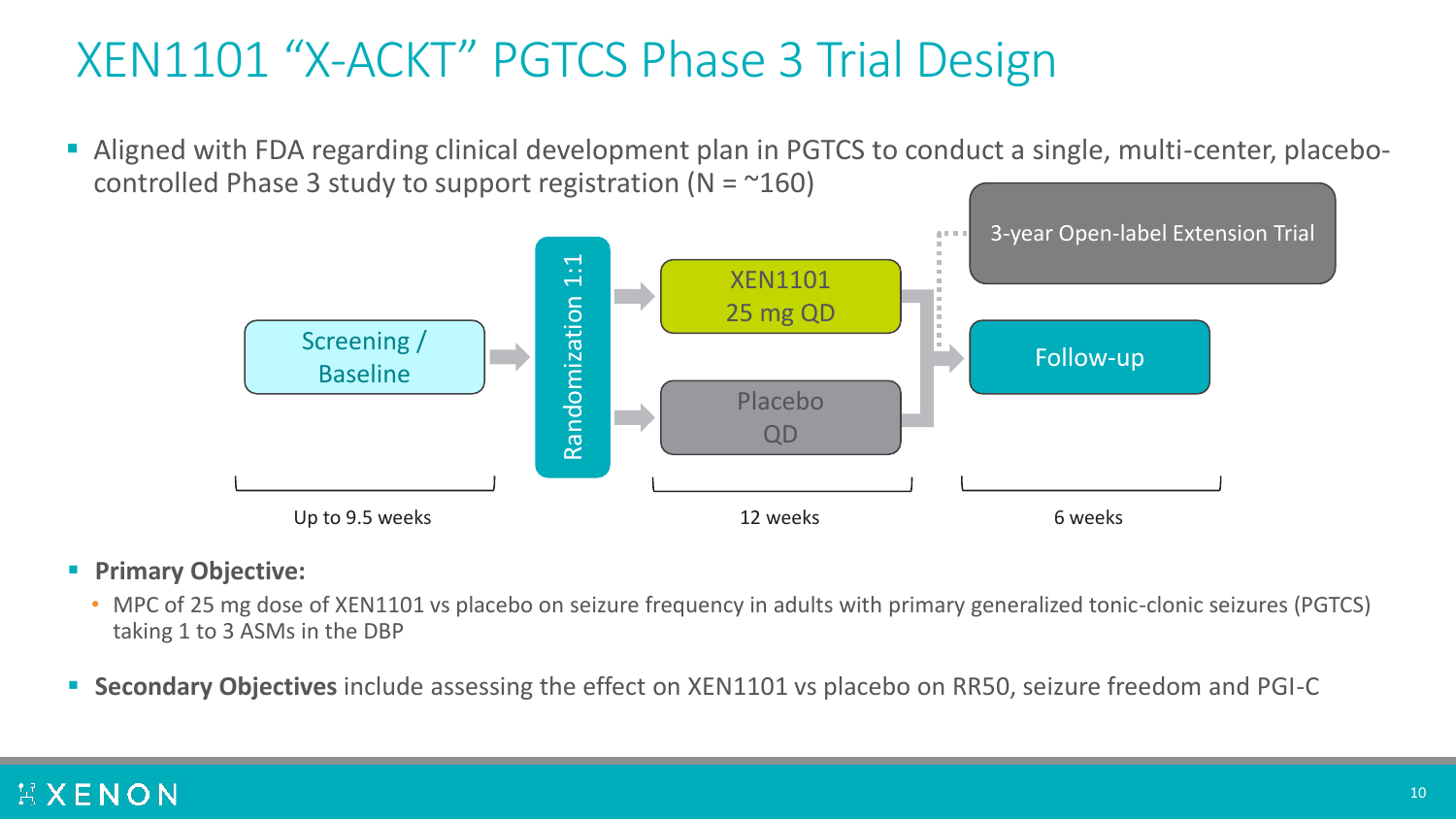# XEN1101 “X-ACKT” PGTCS Phase 3 Trial Design

- Aligned with FDA regarding clinical development plan in PGTCS to conduct a single, multi-center, placebo-controlled Phase 3 study to support registration (N = ~160)

Screening / Baseline → Randomization 1:1 → XEN1101 25 mg QD / Placebo QD → Follow-up / 3-year Open-label Extension Trial

Up to 9.5 weeks | 12 weeks | 6 weeks

- **Primary Objective:**
  - MPC of 25 mg dose of XEN1101 vs placebo on seizure frequency in adults with primary generalized tonic-clonic seizures (PGTCS) taking 1 to 3 ASMs in the DBP

- **Secondary Objectives** include assessing the effect on XEN1101 vs placebo on RR50, seizure freedom and PGI-C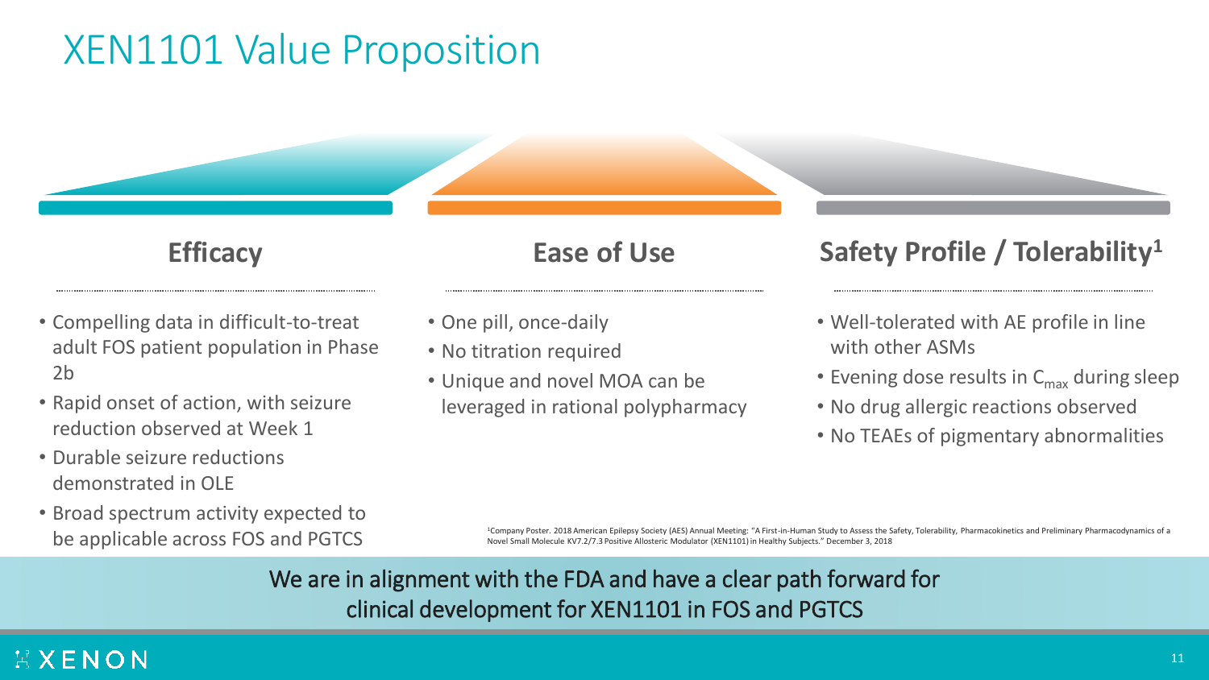# XEN1101 Value Proposition

## Efficacy

- Compelling data in difficult-to-treat adult FOS patient population in Phase 2b
- Rapid onset of action, with seizure reduction observed at Week 1
- Durable seizure reductions demonstrated in OLE
- Broad spectrum activity expected to be applicable across FOS and PGTCS

## Ease of Use

- One pill, once-daily
- No titration required
- Unique and novel MOA can be leveraged in rational polypharmacy

## Safety Profile / Tolerability[1]

- Well-tolerated with AE profile in line with other ASMs
- Evening dose results in $C_{max}$ during sleep
- No drug allergic reactions observed
- No TEAEs of pigmentary abnormalities

[1]Company Poster. 2018 American Epilepsy Society (AES) Annual Meeting: "A First-in-Human Study to Assess the Safety, Tolerability, Pharmacokinetics and Preliminary Pharmacodynamics of a Novel Small Molecule KV7.2/7.3 Positive Allosteric Modulator (XEN1101) in Healthy Subjects." December 3, 2018

We are in alignment with the FDA and have a clear path forward for clinical development for XEN1101 in FOS and PGTCS